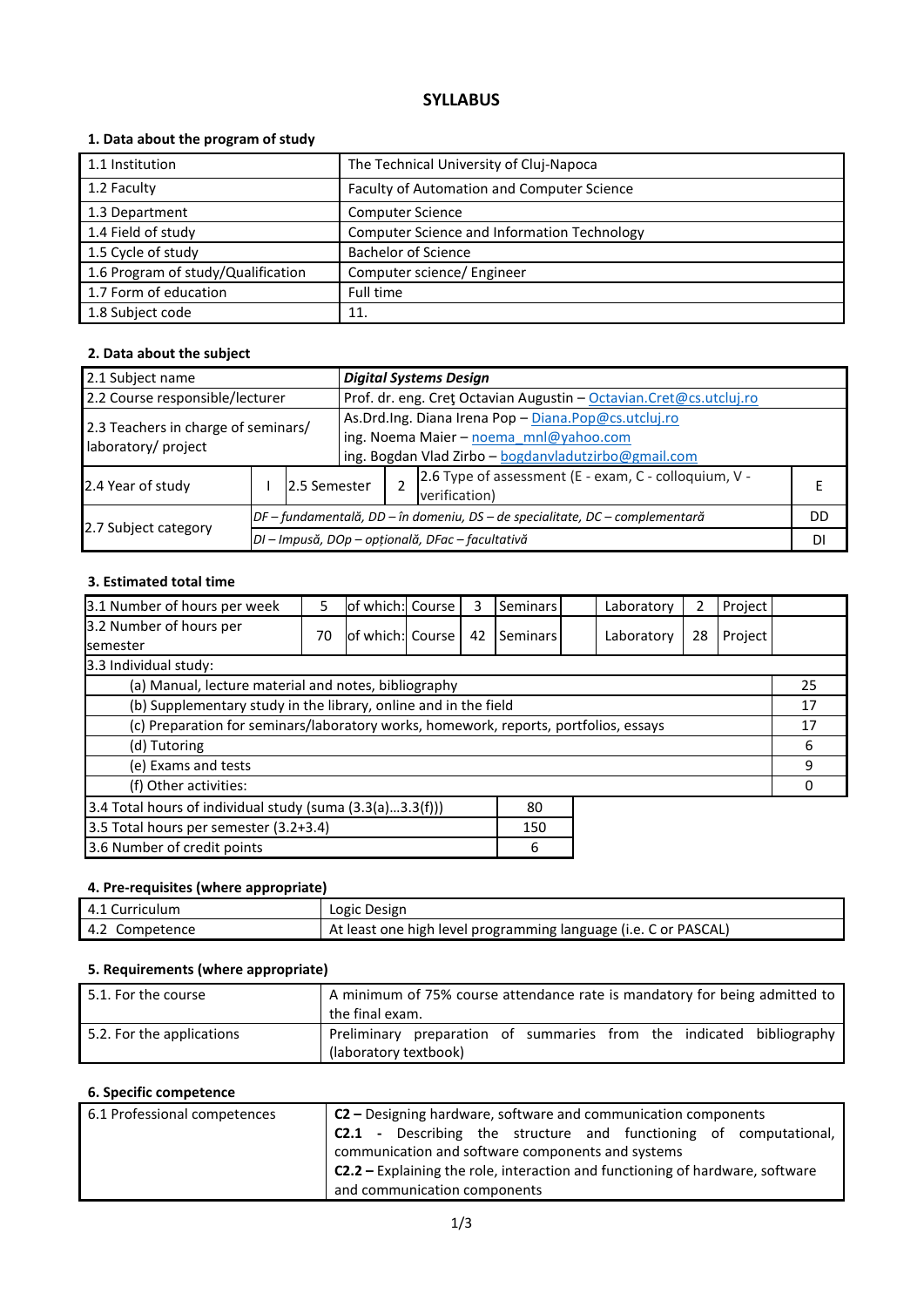# SYLLABUS

## 1. Data about the program of study

| | |
|---|---|
| 1.1 Institution | The Technical University of Cluj-Napoca |
| 1.2 Faculty | Faculty of Automation and Computer Science |
| 1.3 Department | Computer Science |
| 1.4 Field of study | Computer Science and Information Technology |
| 1.5 Cycle of study | Bachelor of Science |
| 1.6 Program of study/Qualification | Computer science/ Engineer |
| 1.7 Form of education | Full time |
| 1.8 Subject code | 11. |

## 2. Data about the subject

| | | | | | |
|---|---|---|---|---|---|
| 2.1 Subject name | ***Digital Systems Design*** | | | | |
| 2.2 Course responsible/lecturer | Prof. dr. eng. Creţ Octavian Augustin – Octavian.Cret@cs.utcluj.ro | | | | |
| 2.3 Teachers in charge of seminars/ laboratory/ project | As.Drd.Ing. Diana Irena Pop – Diana.Pop@cs.utcluj.ro<br>ing. Noema Maier – noema_mnl@yahoo.com<br>ing. Bogdan Vlad Zirbo – bogdanvladutzirbo@gmail.com | | | | |
| 2.4 Year of study | I | 2.5 Semester | 2 | 2.6 Type of assessment (E - exam, C - colloquium, V - verification) | E |
| 2.7 Subject category | *DF – fundamentală, DD – în domeniu, DS – de specialitate, DC – complementară* | | | | DD |
| | *DI – Impusă, DOp – opțională, DFac – facultativă* | | | | DI |

## 3. Estimated total time

| | | | | | | | | | |
|---|---|---|---|---|---|---|---|---|---|
| 3.1 Number of hours per week | 5 | of which: Course | 3 | Seminars | | Laboratory | 2 | Project | |
| 3.2 Number of hours per semester | 70 | of which: Course | 42 | Seminars | | Laboratory | 28 | Project | |

| 3.3 Individual study: | |
|---|---|
| (a) Manual, lecture material and notes, bibliography | 25 |
| (b) Supplementary study in the library, online and in the field | 17 |
| (c) Preparation for seminars/laboratory works, homework, reports, portfolios, essays | 17 |
| (d) Tutoring | 6 |
| (e) Exams and tests | 9 |
| (f) Other activities: | 0 |

| | |
|---|---|
| 3.4 Total hours of individual study (suma (3.3(a)...3.3(f))) | 80 |
| 3.5 Total hours per semester (3.2+3.4) | 150 |
| 3.6 Number of credit points | 6 |

## 4. Pre-requisites (where appropriate)

| | |
|---|---|
| 4.1 Curriculum | Logic Design |
| 4.2 Competence | At least one high level programming language (i.e. C or PASCAL) |

## 5. Requirements (where appropriate)

| | |
|---|---|
| 5.1. For the course | A minimum of 75% course attendance rate is mandatory for being admitted to the final exam. |
| 5.2. For the applications | Preliminary preparation of summaries from the indicated bibliography (laboratory textbook) |

## 6. Specific competence

| | |
|---|---|
| 6.1 Professional competences | **C2 –** Designing hardware, software and communication components<br>**C2.1 -** Describing the structure and functioning of computational, communication and software components and systems<br>**C2.2 –** Explaining the role, interaction and functioning of hardware, software and communication components |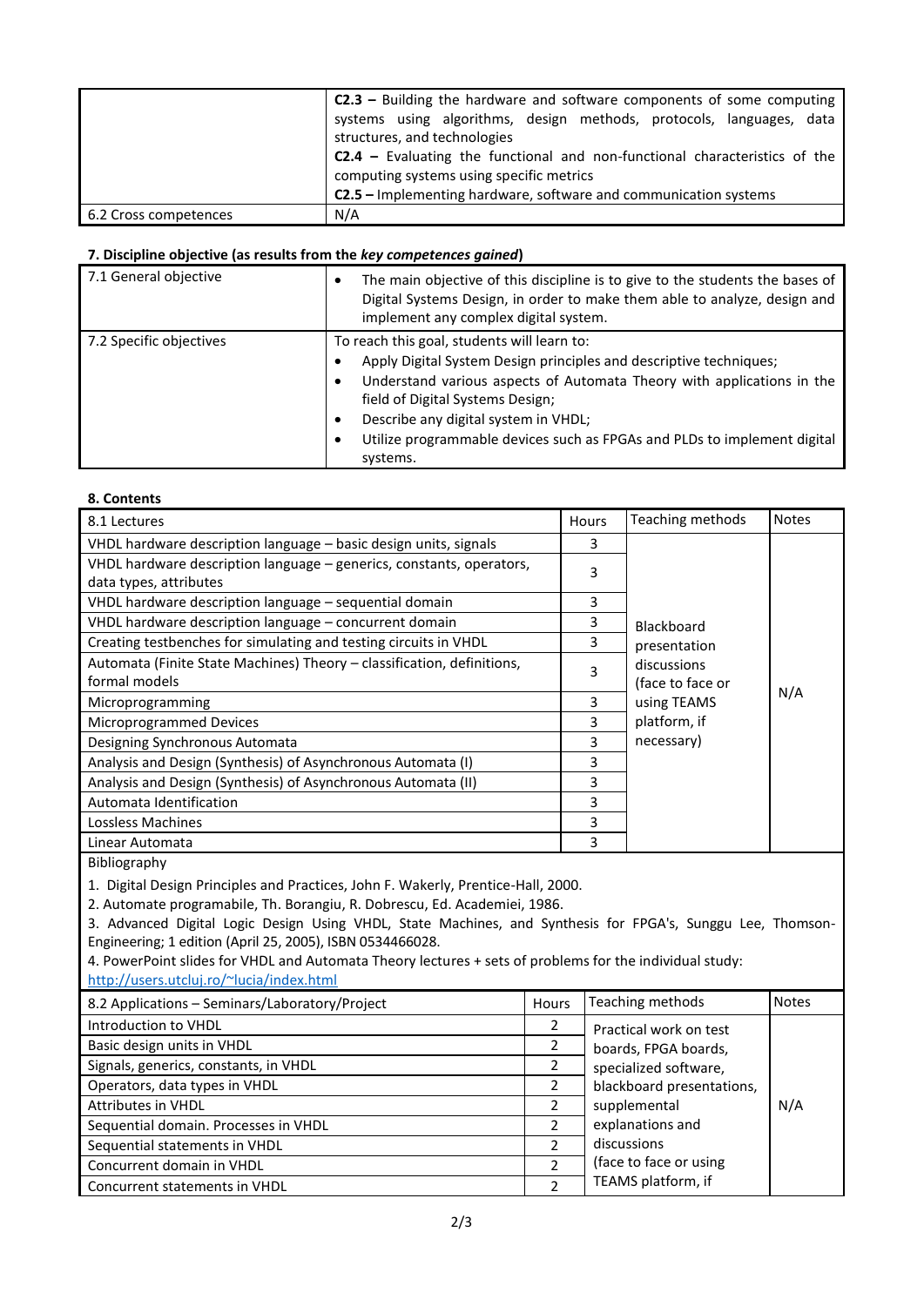| | |
|---|---|
| | **C2.3 –** Building the hardware and software components of some computing systems using algorithms, design methods, protocols, languages, data structures, and technologies<br>**C2.4 –** Evaluating the functional and non-functional characteristics of the computing systems using specific metrics<br>**C2.5 –** Implementing hardware, software and communication systems |
| 6.2 Cross competences | N/A |

**7. Discipline objective (as results from the *key competences gained*)**

| | |
|---|---|
| 7.1 General objective | • The main objective of this discipline is to give to the students the bases of Digital Systems Design, in order to make them able to analyze, design and implement any complex digital system. |
| 7.2 Specific objectives | To reach this goal, students will learn to:<br>• Apply Digital System Design principles and descriptive techniques;<br>• Understand various aspects of Automata Theory with applications in the field of Digital Systems Design;<br>• Describe any digital system in VHDL;<br>• Utilize programmable devices such as FPGAs and PLDs to implement digital systems. |

**8. Contents**

| 8.1 Lectures | Hours | Teaching methods | Notes |
|---|---|---|---|
| VHDL hardware description language – basic design units, signals | 3 | Blackboard presentation discussions (face to face or using TEAMS platform, if necessary) | N/A |
| VHDL hardware description language – generics, constants, operators, data types, attributes | 3 | | |
| VHDL hardware description language – sequential domain | 3 | | |
| VHDL hardware description language – concurrent domain | 3 | | |
| Creating testbenches for simulating and testing circuits in VHDL | 3 | | |
| Automata (Finite State Machines) Theory – classification, definitions, formal models | 3 | | |
| Microprogramming | 3 | | |
| Microprogrammed Devices | 3 | | |
| Designing Synchronous Automata | 3 | | |
| Analysis and Design (Synthesis) of Asynchronous Automata (I) | 3 | | |
| Analysis and Design (Synthesis) of Asynchronous Automata (II) | 3 | | |
| Automata Identification | 3 | | |
| Lossless Machines | 3 | | |
| Linear Automata | 3 | | |

Bibliography

1. Digital Design Principles and Practices, John F. Wakerly, Prentice-Hall, 2000.
2. Automate programabile, Th. Borangiu, R. Dobrescu, Ed. Academiei, 1986.
3. Advanced Digital Logic Design Using VHDL, State Machines, and Synthesis for FPGA's, Sunggu Lee, Thomson-Engineering; 1 edition (April 25, 2005), ISBN 0534466028.
4. PowerPoint slides for VHDL and Automata Theory lectures + sets of problems for the individual study: http://users.utcluj.ro/~lucia/index.html

| 8.2 Applications – Seminars/Laboratory/Project | Hours | Teaching methods | Notes |
|---|---|---|---|
| Introduction to VHDL | 2 | Practical work on test boards, FPGA boards, specialized software, blackboard presentations, supplemental explanations and discussions (face to face or using TEAMS platform, if | N/A |
| Basic design units in VHDL | 2 | | |
| Signals, generics, constants, in VHDL | 2 | | |
| Operators, data types in VHDL | 2 | | |
| Attributes in VHDL | 2 | | |
| Sequential domain. Processes in VHDL | 2 | | |
| Sequential statements in VHDL | 2 | | |
| Concurrent domain in VHDL | 2 | | |
| Concurrent statements in VHDL | 2 | | |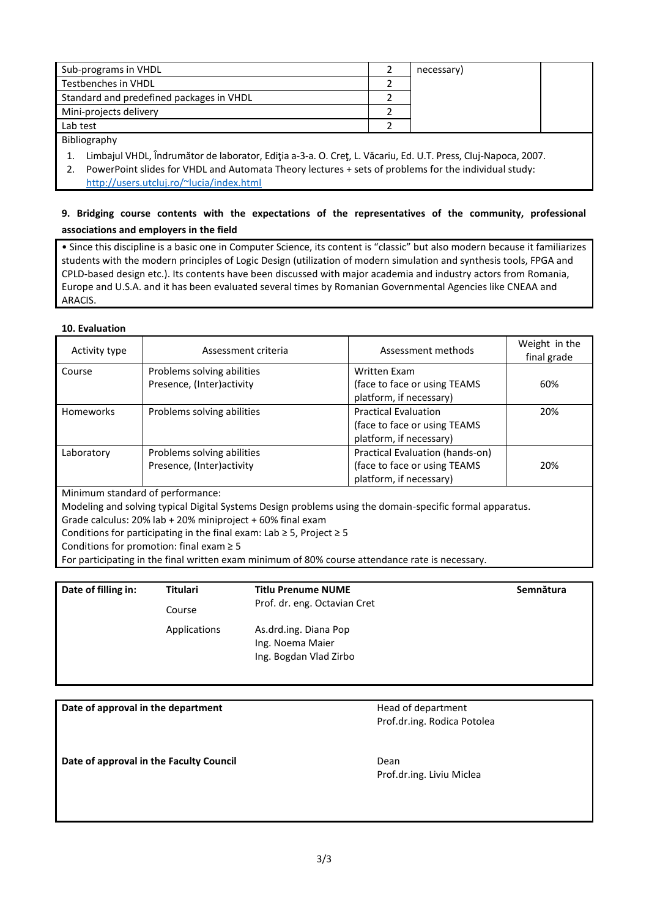| | | | |
|---|---|---|---|
| Sub-programs in VHDL | 2 | necessary) | |
| Testbenches in VHDL | 2 | | |
| Standard and predefined packages in VHDL | 2 | | |
| Mini-projects delivery | 2 | | |
| Lab test | 2 | | |

Bibliography

1. Limbajul VHDL, Îndrumător de laborator, Ediţia a-3-a. O. Creţ, L. Văcariu, Ed. U.T. Press, Cluj-Napoca, 2007.
2. PowerPoint slides for VHDL and Automata Theory lectures + sets of problems for the individual study: http://users.utcluj.ro/~lucia/index.html

**9. Bridging course contents with the expectations of the representatives of the community, professional associations and employers in the field**

• Since this discipline is a basic one in Computer Science, its content is "classic" but also modern because it familiarizes students with the modern principles of Logic Design (utilization of modern simulation and synthesis tools, FPGA and CPLD-based design etc.). Its contents have been discussed with major academia and industry actors from Romania, Europe and U.S.A. and it has been evaluated several times by Romanian Governmental Agencies like CNEAA and ARACIS.

**10. Evaluation**

| Activity type | Assessment criteria | Assessment methods | Weight in the final grade |
|---|---|---|---|
| Course | Problems solving abilities<br>Presence, (Inter)activity | Written Exam<br>(face to face or using TEAMS platform, if necessary) | 60% |
| Homeworks | Problems solving abilities | Practical Evaluation<br>(face to face or using TEAMS platform, if necessary) | 20% |
| Laboratory | Problems solving abilities<br>Presence, (Inter)activity | Practical Evaluation (hands-on)<br>(face to face or using TEAMS platform, if necessary) | 20% |

Minimum standard of performance:
Modeling and solving typical Digital Systems Design problems using the domain-specific formal apparatus.
Grade calculus: 20% lab + 20% miniproject + 60% final exam
Conditions for participating in the final exam: Lab ≥ 5, Project ≥ 5
Conditions for promotion: final exam ≥ 5
For participating in the final written exam minimum of 80% course attendance rate is necessary.

| Date of filling in: | Titulari | Titlu Prenume NUME | Semnătura |
|---|---|---|---|
| | Course | Prof. dr. eng. Octavian Cret | |
| | Applications | As.drd.ing. Diana Pop<br>Ing. Noema Maier<br>Ing. Bogdan Vlad Zirbo | |

| | |
|---|---|
| **Date of approval in the department** | Head of department<br>Prof.dr.ing. Rodica Potolea |
| **Date of approval in the Faculty Council** | Dean<br>Prof.dr.ing. Liviu Miclea |